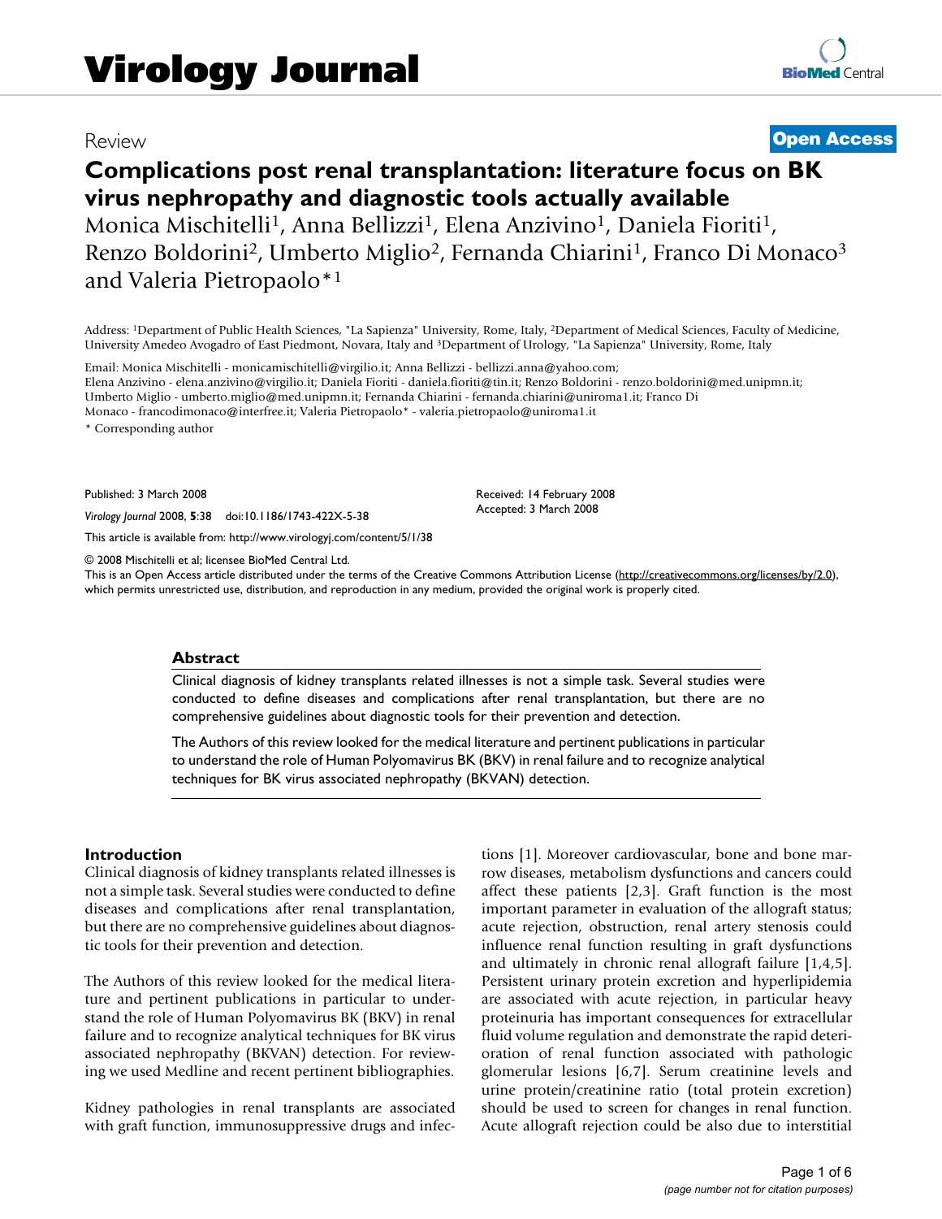# Virology Journal

Review

**Open Access**

# Complications post renal transplantation: literature focus on BK virus nephropathy and diagnostic tools actually available

Monica Mischitelli[1], Anna Bellizzi[1], Elena Anzivino[1], Daniela Fioriti[1], Renzo Boldorini[2], Umberto Miglio[2], Fernanda Chiarini[1], Franco Di Monaco[3] and Valeria Pietropaolo*[1]

Address: [1]Department of Public Health Sciences, "La Sapienza" University, Rome, Italy, [2]Department of Medical Sciences, Faculty of Medicine, University Amedeo Avogadro of East Piedmont, Novara, Italy and [3]Department of Urology, "La Sapienza" University, Rome, Italy

Email: Monica Mischitelli - monicamischitelli@virgilio.it; Anna Bellizzi - bellizzi.anna@yahoo.com; Elena Anzivino - elena.anzivino@virgilio.it; Daniela Fioriti - daniela.fioriti@tin.it; Renzo Boldorini - renzo.boldorini@med.unipmn.it; Umberto Miglio - umberto.miglio@med.unipmn.it; Fernanda Chiarini - fernanda.chiarini@uniroma1.it; Franco Di Monaco - francodimonaco@interfree.it; Valeria Pietropaolo* - valeria.pietropaolo@uniroma1.it

\* Corresponding author

Published: 3 March 2008

*Virology Journal* 2008, **5**:38 doi:10.1186/1743-422X-5-38

This article is available from: http://www.virologyj.com/content/5/1/38

Received: 14 February 2008
Accepted: 3 March 2008

© 2008 Mischitelli et al; licensee BioMed Central Ltd.
This is an Open Access article distributed under the terms of the Creative Commons Attribution License (http://creativecommons.org/licenses/by/2.0), which permits unrestricted use, distribution, and reproduction in any medium, provided the original work is properly cited.

## Abstract

Clinical diagnosis of kidney transplants related illnesses is not a simple task. Several studies were conducted to define diseases and complications after renal transplantation, but there are no comprehensive guidelines about diagnostic tools for their prevention and detection.

The Authors of this review looked for the medical literature and pertinent publications in particular to understand the role of Human Polyomavirus BK (BKV) in renal failure and to recognize analytical techniques for BK virus associated nephropathy (BKVAN) detection.

## Introduction

Clinical diagnosis of kidney transplants related illnesses is not a simple task. Several studies were conducted to define diseases and complications after renal transplantation, but there are no comprehensive guidelines about diagnostic tools for their prevention and detection.

The Authors of this review looked for the medical literature and pertinent publications in particular to understand the role of Human Polyomavirus BK (BKV) in renal failure and to recognize analytical techniques for BK virus associated nephropathy (BKVAN) detection. For reviewing we used Medline and recent pertinent bibliographies.

Kidney pathologies in renal transplants are associated with graft function, immunosuppressive drugs and infections [1]. Moreover cardiovascular, bone and bone marrow diseases, metabolism dysfunctions and cancers could affect these patients [2,3]. Graft function is the most important parameter in evaluation of the allograft status; acute rejection, obstruction, renal artery stenosis could influence renal function resulting in graft dysfunctions and ultimately in chronic renal allograft failure [1,4,5]. Persistent urinary protein excretion and hyperlipidemia are associated with acute rejection, in particular heavy proteinuria has important consequences for extracellular fluid volume regulation and demonstrate the rapid deterioration of renal function associated with pathologic glomerular lesions [6,7]. Serum creatinine levels and urine protein/creatinine ratio (total protein excretion) should be used to screen for changes in renal function. Acute allograft rejection could be also due to interstitial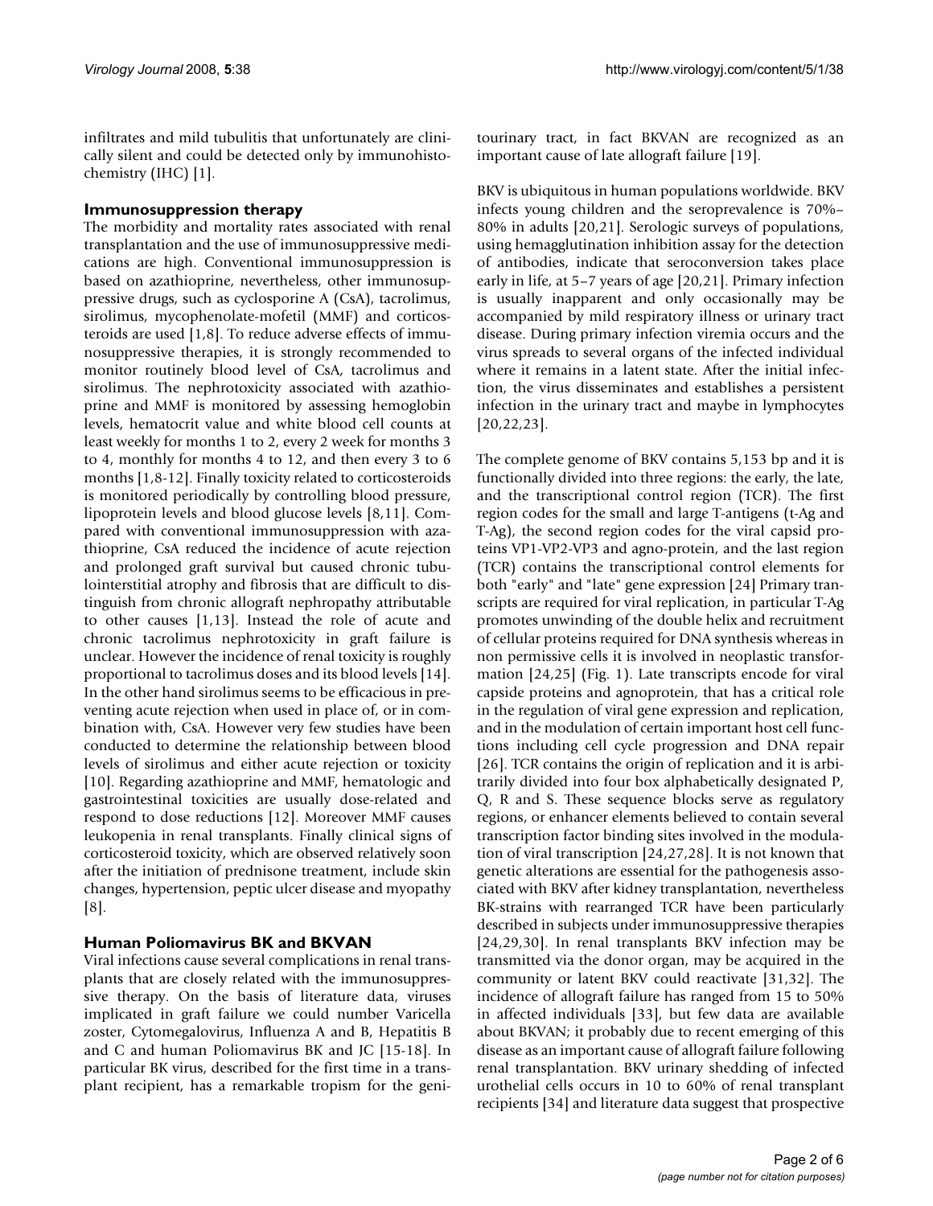infiltrates and mild tubulitis that unfortunately are clinically silent and could be detected only by immunohistochemistry (IHC) [1].

## Immunosuppression therapy

The morbidity and mortality rates associated with renal transplantation and the use of immunosuppressive medications are high. Conventional immunosuppression is based on azathioprine, nevertheless, other immunosuppressive drugs, such as cyclosporine A (CsA), tacrolimus, sirolimus, mycophenolate-mofetil (MMF) and corticosteroids are used [1,8]. To reduce adverse effects of immunosuppressive therapies, it is strongly recommended to monitor routinely blood level of CsA, tacrolimus and sirolimus. The nephrotoxicity associated with azathioprine and MMF is monitored by assessing hemoglobin levels, hematocrit value and white blood cell counts at least weekly for months 1 to 2, every 2 week for months 3 to 4, monthly for months 4 to 12, and then every 3 to 6 months [1,8-12]. Finally toxicity related to corticosteroids is monitored periodically by controlling blood pressure, lipoprotein levels and blood glucose levels [8,11]. Compared with conventional immunosuppression with azathioprine, CsA reduced the incidence of acute rejection and prolonged graft survival but caused chronic tubulointerstitial atrophy and fibrosis that are difficult to distinguish from chronic allograft nephropathy attributable to other causes [1,13]. Instead the role of acute and chronic tacrolimus nephrotoxicity in graft failure is unclear. However the incidence of renal toxicity is roughly proportional to tacrolimus doses and its blood levels [14]. In the other hand sirolimus seems to be efficacious in preventing acute rejection when used in place of, or in combination with, CsA. However very few studies have been conducted to determine the relationship between blood levels of sirolimus and either acute rejection or toxicity [10]. Regarding azathioprine and MMF, hematologic and gastrointestinal toxicities are usually dose-related and respond to dose reductions [12]. Moreover MMF causes leukopenia in renal transplants. Finally clinical signs of corticosteroid toxicity, which are observed relatively soon after the initiation of prednisone treatment, include skin changes, hypertension, peptic ulcer disease and myopathy [8].

## Human Poliomavirus BK and BKVAN

Viral infections cause several complications in renal transplants that are closely related with the immunosuppressive therapy. On the basis of literature data, viruses implicated in graft failure we could number Varicella zoster, Cytomegalovirus, Influenza A and B, Hepatitis B and C and human Poliomavirus BK and JC [15-18]. In particular BK virus, described for the first time in a transplant recipient, has a remarkable tropism for the genitourinary tract, in fact BKVAN are recognized as an important cause of late allograft failure [19].

BKV is ubiquitous in human populations worldwide. BKV infects young children and the seroprevalence is 70%–80% in adults [20,21]. Serologic surveys of populations, using hemagglutination inhibition assay for the detection of antibodies, indicate that seroconversion takes place early in life, at 5–7 years of age [20,21]. Primary infection is usually inapparent and only occasionally may be accompanied by mild respiratory illness or urinary tract disease. During primary infection viremia occurs and the virus spreads to several organs of the infected individual where it remains in a latent state. After the initial infection, the virus disseminates and establishes a persistent infection in the urinary tract and maybe in lymphocytes [20,22,23].

The complete genome of BKV contains 5,153 bp and it is functionally divided into three regions: the early, the late, and the transcriptional control region (TCR). The first region codes for the small and large T-antigens (t-Ag and T-Ag), the second region codes for the viral capsid proteins VP1-VP2-VP3 and agno-protein, and the last region (TCR) contains the transcriptional control elements for both "early" and "late" gene expression [24] Primary transcripts are required for viral replication, in particular T-Ag promotes unwinding of the double helix and recruitment of cellular proteins required for DNA synthesis whereas in non permissive cells it is involved in neoplastic transformation [24,25] (Fig. 1). Late transcripts encode for viral capside proteins and agnoprotein, that has a critical role in the regulation of viral gene expression and replication, and in the modulation of certain important host cell functions including cell cycle progression and DNA repair [26]. TCR contains the origin of replication and it is arbitrarily divided into four box alphabetically designated P, Q, R and S. These sequence blocks serve as regulatory regions, or enhancer elements believed to contain several transcription factor binding sites involved in the modulation of viral transcription [24,27,28]. It is not known that genetic alterations are essential for the pathogenesis associated with BKV after kidney transplantation, nevertheless BK-strains with rearranged TCR have been particularly described in subjects under immunosuppressive therapies [24,29,30]. In renal transplants BKV infection may be transmitted via the donor organ, may be acquired in the community or latent BKV could reactivate [31,32]. The incidence of allograft failure has ranged from 15 to 50% in affected individuals [33], but few data are available about BKVAN; it probably due to recent emerging of this disease as an important cause of allograft failure following renal transplantation. BKV urinary shedding of infected urothelial cells occurs in 10 to 60% of renal transplant recipients [34] and literature data suggest that prospective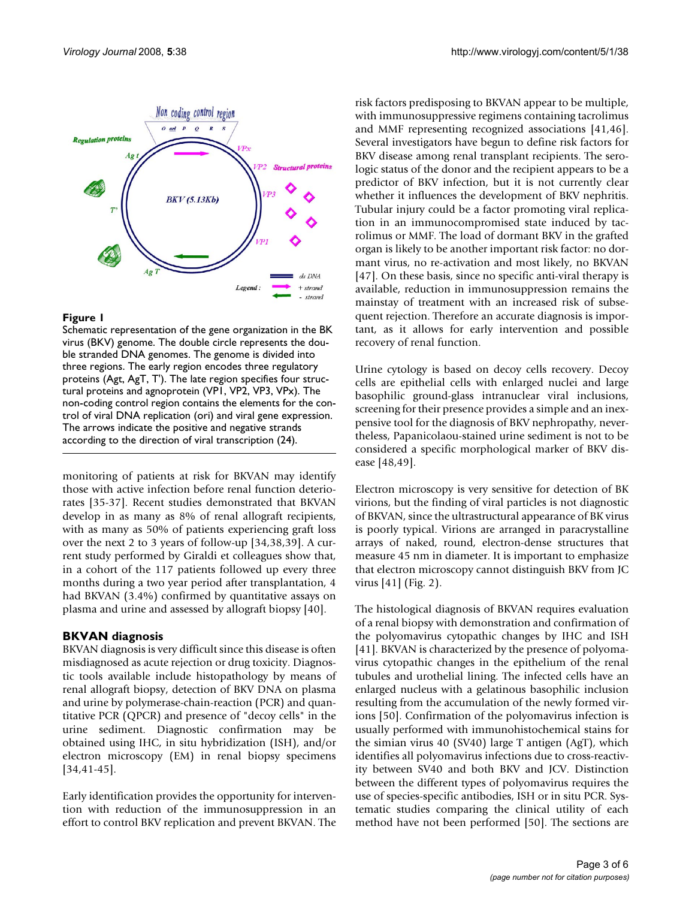**Figure 1**

Schematic representation of the gene organization in the BK virus (BKV) genome. The double circle represents the double stranded DNA genomes. The genome is divided into three regions. The early region encodes three regulatory proteins (Agt, AgT, T'). The late region specifies four structural proteins and agnoprotein (VP1, VP2, VP3, VPx). The non-coding control region contains the elements for the control of viral DNA replication (ori) and viral gene expression. The arrows indicate the positive and negative strands according to the direction of viral transcription (24).

monitoring of patients at risk for BKVAN may identify those with active infection before renal function deteriorates [35-37]. Recent studies demonstrated that BKVAN develop in as many as 8% of renal allograft recipients, with as many as 50% of patients experiencing graft loss over the next 2 to 3 years of follow-up [34,38,39]. A current study performed by Giraldi et colleagues show that, in a cohort of the 117 patients followed up every three months during a two year period after transplantation, 4 had BKVAN (3.4%) confirmed by quantitative assays on plasma and urine and assessed by allograft biopsy [40].

## BKVAN diagnosis

BKVAN diagnosis is very difficult since this disease is often misdiagnosed as acute rejection or drug toxicity. Diagnostic tools available include histopathology by means of renal allograft biopsy, detection of BKV DNA on plasma and urine by polymerase-chain-reaction (PCR) and quantitative PCR (QPCR) and presence of "decoy cells" in the urine sediment. Diagnostic confirmation may be obtained using IHC, in situ hybridization (ISH), and/or electron microscopy (EM) in renal biopsy specimens [34,41-45].

Early identification provides the opportunity for intervention with reduction of the immunosuppression in an effort to control BKV replication and prevent BKVAN. The risk factors predisposing to BKVAN appear to be multiple, with immunosuppressive regimens containing tacrolimus and MMF representing recognized associations [41,46]. Several investigators have begun to define risk factors for BKV disease among renal transplant recipients. The serologic status of the donor and the recipient appears to be a predictor of BKV infection, but it is not currently clear whether it influences the development of BKV nephritis. Tubular injury could be a factor promoting viral replication in an immunocompromised state induced by tacrolimus or MMF. The load of dormant BKV in the grafted organ is likely to be another important risk factor: no dormant virus, no re-activation and most likely, no BKVAN [47]. On these basis, since no specific anti-viral therapy is available, reduction in immunosuppression remains the mainstay of treatment with an increased risk of subsequent rejection. Therefore an accurate diagnosis is important, as it allows for early intervention and possible recovery of renal function.

Urine cytology is based on decoy cells recovery. Decoy cells are epithelial cells with enlarged nuclei and large basophilic ground-glass intranuclear viral inclusions, screening for their presence provides a simple and an inexpensive tool for the diagnosis of BKV nephropathy, nevertheless, Papanicolaou-stained urine sediment is not to be considered a specific morphological marker of BKV disease [48,49].

Electron microscopy is very sensitive for detection of BK virions, but the finding of viral particles is not diagnostic of BKVAN, since the ultrastructural appearance of BK virus is poorly typical. Virions are arranged in paracrystalline arrays of naked, round, electron-dense structures that measure 45 nm in diameter. It is important to emphasize that electron microscopy cannot distinguish BKV from JC virus [41] (Fig. 2).

The histological diagnosis of BKVAN requires evaluation of a renal biopsy with demonstration and confirmation of the polyomavirus cytopathic changes by IHC and ISH [41]. BKVAN is characterized by the presence of polyomavirus cytopathic changes in the epithelium of the renal tubules and urothelial lining. The infected cells have an enlarged nucleus with a gelatinous basophilic inclusion resulting from the accumulation of the newly formed virions [50]. Confirmation of the polyomavirus infection is usually performed with immunohistochemical stains for the simian virus 40 (SV40) large T antigen (AgT), which identifies all polyomavirus infections due to cross-reactivity between SV40 and both BKV and JCV. Distinction between the different types of polyomavirus requires the use of species-specific antibodies, ISH or in situ PCR. Systematic studies comparing the clinical utility of each method have not been performed [50]. The sections are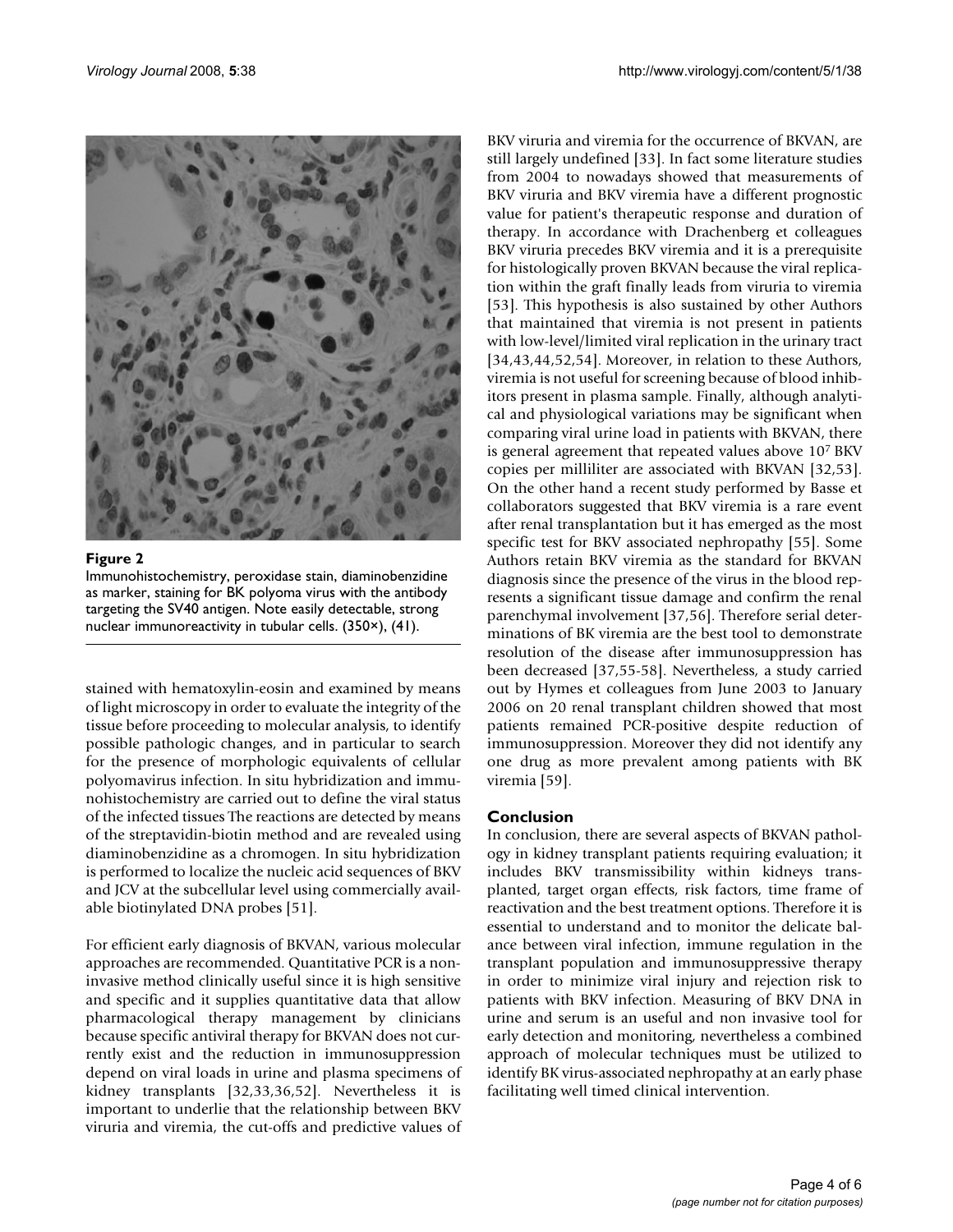**Figure 2**

Immunohistochemistry, peroxidase stain, diaminobenzidine as marker, staining for BK polyoma virus with the antibody targeting the SV40 antigen. Note easily detectable, strong nuclear immunoreactivity in tubular cells. (350×), (41).

stained with hematoxylin-eosin and examined by means of light microscopy in order to evaluate the integrity of the tissue before proceeding to molecular analysis, to identify possible pathologic changes, and in particular to search for the presence of morphologic equivalents of cellular polyomavirus infection. In situ hybridization and immunohistochemistry are carried out to define the viral status of the infected tissues The reactions are detected by means of the streptavidin-biotin method and are revealed using diaminobenzidine as a chromogen. In situ hybridization is performed to localize the nucleic acid sequences of BKV and JCV at the subcellular level using commercially available biotinylated DNA probes [51].

For efficient early diagnosis of BKVAN, various molecular approaches are recommended. Quantitative PCR is a non-invasive method clinically useful since it is high sensitive and specific and it supplies quantitative data that allow pharmacological therapy management by clinicians because specific antiviral therapy for BKVAN does not currently exist and the reduction in immunosuppression depend on viral loads in urine and plasma specimens of kidney transplants [32,33,36,52]. Nevertheless it is important to underlie that the relationship between BKV viruria and viremia, the cut-offs and predictive values of BKV viruria and viremia for the occurrence of BKVAN, are still largely undefined [33]. In fact some literature studies from 2004 to nowadays showed that measurements of BKV viruria and BKV viremia have a different prognostic value for patient's therapeutic response and duration of therapy. In accordance with Drachenberg et colleagues BKV viruria precedes BKV viremia and it is a prerequisite for histologically proven BKVAN because the viral replication within the graft finally leads from viruria to viremia [53]. This hypothesis is also sustained by other Authors that maintained that viremia is not present in patients with low-level/limited viral replication in the urinary tract [34,43,44,52,54]. Moreover, in relation to these Authors, viremia is not useful for screening because of blood inhibitors present in plasma sample. Finally, although analytical and physiological variations may be significant when comparing viral urine load in patients with BKVAN, there is general agreement that repeated values above $10^7$ BKV copies per milliliter are associated with BKVAN [32,53]. On the other hand a recent study performed by Basse et collaborators suggested that BKV viremia is a rare event after renal transplantation but it has emerged as the most specific test for BKV associated nephropathy [55]. Some Authors retain BKV viremia as the standard for BKVAN diagnosis since the presence of the virus in the blood represents a significant tissue damage and confirm the renal parenchymal involvement [37,56]. Therefore serial determinations of BK viremia are the best tool to demonstrate resolution of the disease after immunosuppression has been decreased [37,55-58]. Nevertheless, a study carried out by Hymes et colleagues from June 2003 to January 2006 on 20 renal transplant children showed that most patients remained PCR-positive despite reduction of immunosuppression. Moreover they did not identify any one drug as more prevalent among patients with BK viremia [59].

## Conclusion

In conclusion, there are several aspects of BKVAN pathology in kidney transplant patients requiring evaluation; it includes BKV transmissibility within kidneys transplanted, target organ effects, risk factors, time frame of reactivation and the best treatment options. Therefore it is essential to understand and to monitor the delicate balance between viral infection, immune regulation in the transplant population and immunosuppressive therapy in order to minimize viral injury and rejection risk to patients with BKV infection. Measuring of BKV DNA in urine and serum is an useful and non invasive tool for early detection and monitoring, nevertheless a combined approach of molecular techniques must be utilized to identify BK virus-associated nephropathy at an early phase facilitating well timed clinical intervention.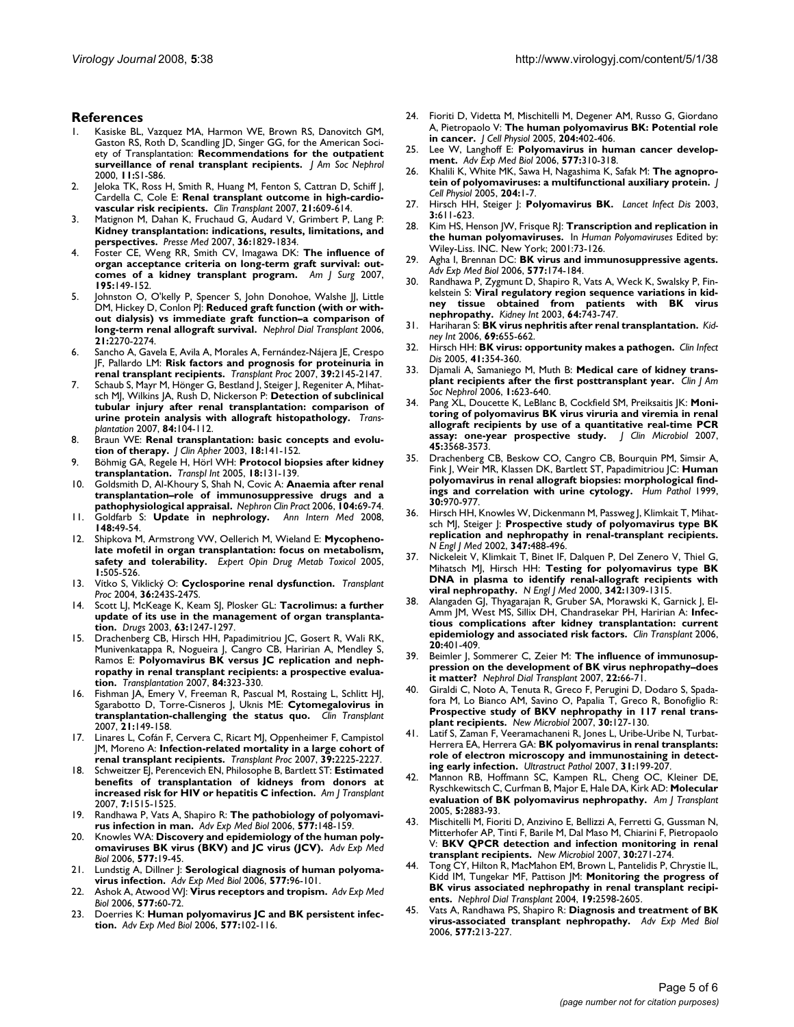## References

1. Kasiske BL, Vazquez MA, Harmon WE, Brown RS, Danovitch GM, Gaston RS, Roth D, Scandling JD, Singer GG, for the American Society of Transplantation: **Recommendations for the outpatient surveillance of renal transplant recipients.** *J Am Soc Nephrol* 2000, **11:**S1-S86.
2. Jeloka TK, Ross H, Smith R, Huang M, Fenton S, Cattran D, Schiff J, Cardella C, Cole E: **Renal transplant outcome in high-cardiovascular risk recipients.** *Clin Transplant* 2007, **21:**609-614.
3. Matignon M, Dahan K, Fruchaud G, Audard V, Grimbert P, Lang P: **Kidney transplantation: indications, results, limitations, and perspectives.** *Presse Med* 2007, **36:**1829-1834.
4. Foster CE, Weng RR, Smith CV, Imagawa DK: **The influence of organ acceptance criteria on long-term graft survival: outcomes of a kidney transplant program.** *Am J Surg* 2007, **195:**149-152.
5. Johnston O, O'kelly P, Spencer S, John Donohoe, Walshe JJ, Little DM, Hickey D, Conlon PJ: **Reduced graft function (with or without dialysis) vs immediate graft function–a comparison of long-term renal allograft survival.** *Nephrol Dial Transplant* 2006, **21:**2270-2274.
6. Sancho A, Gavela E, Avila A, Morales A, Fernández-Nájera JE, Crespo JF, Pallardo LM: **Risk factors and prognosis for proteinuria in renal transplant recipients.** *Transplant Proc* 2007, **39:**2145-2147.
7. Schaub S, Mayr M, Hönger G, Bestland J, Steiger J, Regeniter A, Mihatsch MJ, Wilkins JA, Rush D, Nickerson P: **Detection of subclinical tubular injury after renal transplantation: comparison of urine protein analysis with allograft histopathology.** *Transplantation* 2007, **84:**104-112.
8. Braun WE: **Renal transplantation: basic concepts and evolution of therapy.** *J Clin Apher* 2003, **18:**141-152.
9. Böhmig GA, Regele H, Hörl WH: **Protocol biopsies after kidney transplantation.** *Transpl Int* 2005, **18:**131-139.
10. Goldsmith D, Al-Khoury S, Shah N, Covic A: **Anaemia after renal transplantation–role of immunosuppressive drugs and a pathophysiological appraisal.** *Nephron Clin Pract* 2006, **104:**69-74.
11. Goldfarb S: **Update in nephrology.** *Ann Intern Med* 2008, **148:**49-54.
12. Shipkova M, Armstrong VW, Oellerich M, Wieland E: **Mycophenolate mofetil in organ transplantation: focus on metabolism, safety and tolerability.** *Expert Opin Drug Metab Toxicol* 2005, **1:**505-526.
13. Vítko S, Viklický O: **Cyclosporine renal dysfunction.** *Transplant Proc* 2004, **36:**243S-247S.
14. Scott LJ, McKeage K, Keam SJ, Plosker GL: **Tacrolimus: a further update of its use in the management of organ transplantation.** *Drugs* 2003, **63:**1247-1297.
15. Drachenberg CB, Hirsch HH, Papadimitriou JC, Gosert R, Wali RK, Munivenkatappa R, Nogueira J, Cangro CB, Haririan A, Mendley S, Ramos E: **Polyomavirus BK versus JC replication and nephropathy in renal transplant recipients: a prospective evaluation.** *Transplantation* 2007, **84:**323-330.
16. Fishman JA, Emery V, Freeman R, Pascual M, Rostaing L, Schlitt HJ, Sgarabotto D, Torre-Cisneros J, Uknis ME: **Cytomegalovirus in transplantation-challenging the status quo.** *Clin Transplant* 2007, **21:**149-158.
17. Linares L, Cofán F, Cervera C, Ricart MJ, Oppenheimer F, Campistol JM, Moreno A: **Infection-related mortality in a large cohort of renal transplant recipients.** *Transplant Proc* 2007, **39:**2225-2227.
18. Schweitzer EJ, Perencevich EN, Philosophe B, Bartlett ST: **Estimated benefits of transplantation of kidneys from donors at increased risk for HIV or hepatitis C infection.** *Am J Transplant* 2007, **7:**1515-1525.
19. Randhawa P, Vats A, Shapiro R: **The pathobiology of polyomavirus infection in man.** *Adv Exp Med Biol* 2006, **577:**148-159.
20. Knowles WA: **Discovery and epidemiology of the human polyomaviruses BK virus (BKV) and JC virus (JCV).** *Adv Exp Med Biol* 2006, **577:**19-45.
21. Lundstig A, Dillner J: **Serological diagnosis of human polyomavirus infection.** *Adv Exp Med Biol* 2006, **577:**96-101.
22. Ashok A, Atwood WJ: **Virus receptors and tropism.** *Adv Exp Med Biol* 2006, **577:**60-72.
23. Doerries K: **Human polyomavirus JC and BK persistent infection.** *Adv Exp Med Biol* 2006, **577:**102-116.
24. Fioriti D, Videtta M, Mischitelli M, Degener AM, Russo G, Giordano A, Pietropaolo V: **The human polyomavirus BK: Potential role in cancer.** *J Cell Physiol* 2005, **204:**402-406.
25. Lee W, Langhoff E: **Polyomavirus in human cancer development.** *Adv Exp Med Biol* 2006, **577:**310-318.
26. Khalili K, White MK, Sawa H, Nagashima K, Safak M: **The agnoprotein of polyomaviruses: a multifunctional auxiliary protein.** *J Cell Physiol* 2005, **204:**1-7.
27. Hirsch HH, Steiger J: **Polyomavirus BK.** *Lancet Infect Dis* 2003, **3:**611-623.
28. Kim HS, Henson JW, Frisque RJ: **Transcription and replication in the human polyomaviruses.** In *Human Polyomaviruses* Edited by: Wiley-Liss. INC. New York; 2001:73-126.
29. Agha I, Brennan DC: **BK virus and immunosuppressive agents.** *Adv Exp Med Biol* 2006, **577:**174-184.
30. Randhawa P, Zygmunt D, Shapiro R, Vats A, Weck K, Swalsky P, Finkelstein S: **Viral regulatory region sequence variations in kidney tissue obtained from patients with BK virus nephropathy.** *Kidney Int* 2003, **64:**743-747.
31. Hariharan S: **BK virus nephritis after renal transplantation.** *Kidney Int* 2006, **69:**655-662.
32. Hirsch HH: **BK virus: opportunity makes a pathogen.** *Clin Infect Dis* 2005, **41:**354-360.
33. Djamali A, Samaniego M, Muth B: **Medical care of kidney transplant recipients after the first posttransplant year.** *Clin J Am Soc Nephrol* 2006, **1:**623-640.
34. Pang XL, Doucette K, LeBlanc B, Cockfield SM, Preiksaitis JK: **Monitoring of polyomavirus BK virus viruria and viremia in renal allograft recipients by use of a quantitative real-time PCR assay: one-year prospective study.** *J Clin Microbiol* 2007, **45:**3568-3573.
35. Drachenberg CB, Beskow CO, Cangro CB, Bourquin PM, Simsir A, Fink J, Weir MR, Klassen DK, Bartlett ST, Papadimitriou JC: **Human polyomavirus in renal allograft biopsies: morphological findings and correlation with urine cytology.** *Hum Pathol* 1999, **30:**970-977.
36. Hirsch HH, Knowles W, Dickenmann M, Passweg J, Klimkait T, Mihatsch MJ, Steiger J: **Prospective study of polyomavirus type BK replication and nephropathy in renal-transplant recipients.** *N Engl J Med* 2002, **347:**488-496.
37. Nickeleit V, Klimkait T, Binet IF, Dalquen P, Del Zenero V, Thiel G, Mihatsch MJ, Hirsch HH: **Testing for polyomavirus type BK DNA in plasma to identify renal-allograft recipients with viral nephropathy.** *N Engl J Med* 2000, **342:**1309-1315.
38. Alangaden GJ, Thyagarajan R, Gruber SA, Morawski K, Garnick J, El-Amm JM, West MS, Sillix DH, Chandrasekar PH, Haririan A: **Infectious complications after kidney transplantation: current epidemiology and associated risk factors.** *Clin Transplant* 2006, **20:**401-409.
39. Beimler J, Sommerer C, Zeier M: **The influence of immunosuppression on the development of BK virus nephropathy–does it matter?** *Nephrol Dial Transplant* 2007, **22:**66-71.
40. Giraldi C, Noto A, Tenuta R, Greco F, Perugini D, Dodaro S, Spadafora M, Lo Bianco AM, Savino O, Papalia T, Greco R, Bonofiglio R: **Prospective study of BKV nephropathy in 117 renal transplant recipients.** *New Microbiol* 2007, **30:**127-130.
41. Latif S, Zaman F, Veeramachaneni R, Jones L, Uribe-Uribe N, Turbat-Herrera EA, Herrera GA: **BK polyomavirus in renal transplants: role of electron microscopy and immunostaining in detecting early infection.** *Ultrastruct Pathol* 2007, **31:**199-207.
42. Mannon RB, Hoffmann SC, Kampen RL, Cheng OC, Kleiner DE, Ryschkewitsch C, Curfman B, Major E, Hale DA, Kirk AD: **Molecular evaluation of BK polyomavirus nephropathy.** *Am J Transplant* 2005, **5:**2883-93.
43. Mischitelli M, Fioriti D, Anzivino E, Bellizzi A, Ferretti G, Gussman N, Mitterhofer AP, Tinti F, Barile M, Dal Maso M, Chiarini F, Pietropaolo V: **BKV QPCR detection and infection monitoring in renal transplant recipients.** *New Microbiol* 2007, **30:**271-274.
44. Tong CY, Hilton R, MacMahon EM, Brown L, Pantelidis P, Chrystie IL, Kidd IM, Tungekar MF, Pattison JM: **Monitoring the progress of BK virus associated nephropathy in renal transplant recipients.** *Nephrol Dial Transplant* 2004, **19:**2598-2605.
45. Vats A, Randhawa PS, Shapiro R: **Diagnosis and treatment of BK virus-associated transplant nephropathy.** *Adv Exp Med Biol* 2006, **577:**213-227.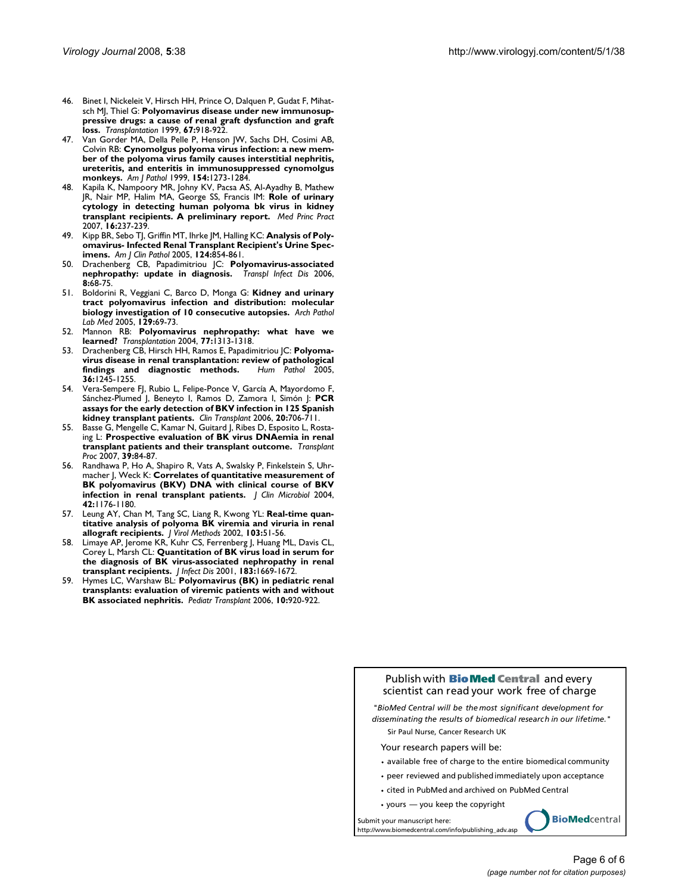46. Binet I, Nickeleit V, Hirsch HH, Prince O, Dalquen P, Gudat F, Mihatsch MJ, Thiel G: **Polyomavirus disease under new immunosuppressive drugs: a cause of renal graft dysfunction and graft loss.** *Transplantation* 1999, **67:**918-922.
47. Van Gorder MA, Della Pelle P, Henson JW, Sachs DH, Cosimi AB, Colvin RB: **Cynomolgus polyoma virus infection: a new member of the polyoma virus family causes interstitial nephritis, ureteritis, and enteritis in immunosuppressed cynomolgus monkeys.** *Am J Pathol* 1999, **154:**1273-1284.
48. Kapila K, Nampoory MR, Johny KV, Pacsa AS, Al-Ayadhy B, Mathew JR, Nair MP, Halim MA, George SS, Francis IM: **Role of urinary cytology in detecting human polyoma bk virus in kidney transplant recipients. A preliminary report.** *Med Princ Pract* 2007, **16:**237-239.
49. Kipp BR, Sebo TJ, Griffin MT, Ihrke JM, Halling KC: **Analysis of Polyomavirus- Infected Renal Transplant Recipient's Urine Specimens.** *Am J Clin Pathol* 2005, **124:**854-861.
50. Drachenberg CB, Papadimitriou JC: **Polyomavirus-associated nephropathy: update in diagnosis.** *Transpl Infect Dis* 2006, **8:**68-75.
51. Boldorini R, Veggiani C, Barco D, Monga G: **Kidney and urinary tract polyomavirus infection and distribution: molecular biology investigation of 10 consecutive autopsies.** *Arch Pathol Lab Med* 2005, **129:**69-73.
52. Mannon RB: **Polyomavirus nephropathy: what have we learned?** *Transplantation* 2004, **77:**1313-1318.
53. Drachenberg CB, Hirsch HH, Ramos E, Papadimitriou JC: **Polyomavirus disease in renal transplantation: review of pathological findings and diagnostic methods.** *Hum Pathol* 2005, **36:**1245-1255.
54. Vera-Sempere FJ, Rubio L, Felipe-Ponce V, García A, Mayordomo F, Sánchez-Plumed J, Beneyto I, Ramos D, Zamora I, Simón J: **PCR assays for the early detection of BKV infection in 125 Spanish kidney transplant patients.** *Clin Transplant* 2006, **20:**706-711.
55. Basse G, Mengelle C, Kamar N, Guitard J, Ribes D, Esposito L, Rostaing L: **Prospective evaluation of BK virus DNAemia in renal transplant patients and their transplant outcome.** *Transplant Proc* 2007, **39:**84-87.
56. Randhawa P, Ho A, Shapiro R, Vats A, Swalsky P, Finkelstein S, Uhrmacher J, Weck K: **Correlates of quantitative measurement of BK polyomavirus (BKV) DNA with clinical course of BKV infection in renal transplant patients.** *J Clin Microbiol* 2004, **42:**1176-1180.
57. Leung AY, Chan M, Tang SC, Liang R, Kwong YL: **Real-time quantitative analysis of polyoma BK viremia and viruria in renal allograft recipients.** *J Virol Methods* 2002, **103:**51-56.
58. Limaye AP, Jerome KR, Kuhr CS, Ferrenberg J, Huang ML, Davis CL, Corey L, Marsh CL: **Quantitation of BK virus load in serum for the diagnosis of BK virus-associated nephropathy in renal transplant recipients.** *J Infect Dis* 2001, **183:**1669-1672.
59. Hymes LC, Warshaw BL: **Polyomavirus (BK) in pediatric renal transplants: evaluation of viremic patients with and without BK associated nephritis.** *Pediatr Transplant* 2006, **10:**920-922.

Publish with **BioMed Central** and every scientist can read your work free of charge

*"BioMed Central will be the most significant development for disseminating the results of biomedical research in our lifetime."*

Sir Paul Nurse, Cancer Research UK

Your research papers will be:

- available free of charge to the entire biomedical community
- peer reviewed and published immediately upon acceptance
- cited in PubMed and archived on PubMed Central
- yours — you keep the copyright

Submit your manuscript here:
http://www.biomedcentral.com/info/publishing_adv.asp

**BioMed**central